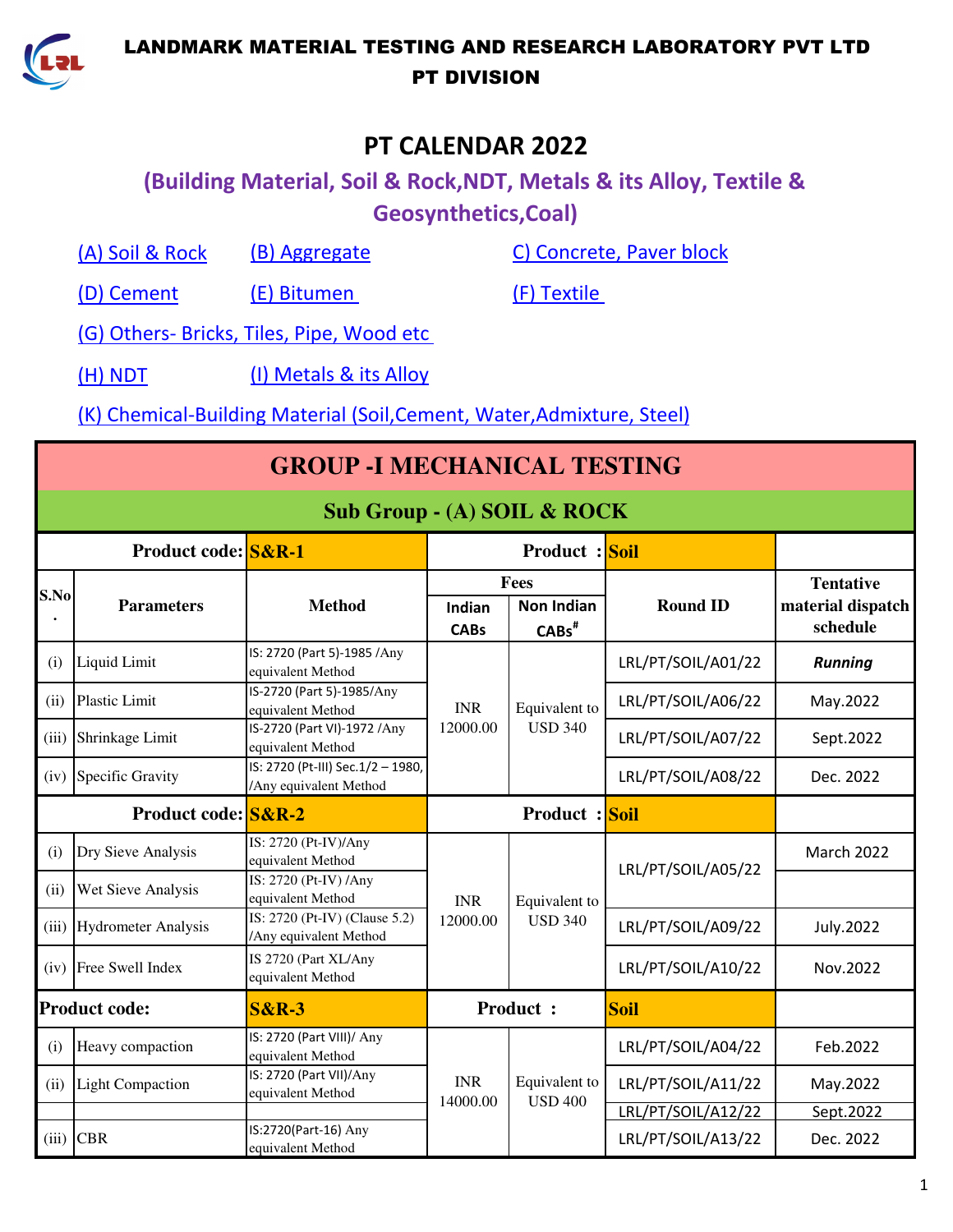# LANDMARK MATERIAL TESTING AND RESEARCH LABORATORY PVT LTD
## PT DIVISION

# PT CALENDAR 2022

## (Building Material, Soil & Rock,NDT, Metals & its Alloy, Textile & Geosynthetics,Coal)

(A) Soil & Rock (B) Aggregate C) Concrete, Paver block

(D) Cement (E) Bitumen (F) Textile

(G) Others- Bricks, Tiles, Pipe, Wood etc

(H) NDT (I) Metals & its Alloy

(K) Chemical-Building Material (Soil,Cement, Water,Admixture, Steel)

## GROUP -I MECHANICAL TESTING

### Sub Group - (A) SOIL & ROCK

| Product code: S&R-1 | | | Product : Soil | | | |
|---|---|---|---|---|---|---|
| S.No. | Parameters | Method | Fees | | Round ID | Tentative material dispatch schedule |
| | | | Indian CABs | Non Indian CABs# | | |
| (i) | Liquid Limit | IS: 2720 (Part 5)-1985 /Any equivalent Method | INR 12000.00 | Equivalent to USD 340 | LRL/PT/SOIL/A01/22 | ***Running*** |
| (ii) | Plastic Limit | IS-2720 (Part 5)-1985/Any equivalent Method | | | LRL/PT/SOIL/A06/22 | May.2022 |
| (iii) | Shrinkage Limit | IS-2720 (Part VI)-1972 /Any equivalent Method | | | LRL/PT/SOIL/A07/22 | Sept.2022 |
| (iv) | Specific Gravity | IS: 2720 (Pt-III) Sec.1/2 – 1980, /Any equivalent Method | | | LRL/PT/SOIL/A08/22 | Dec. 2022 |
| **Product code: S&R-2** | | | **Product : Soil** | | | |
| (i) | Dry Sieve Analysis | IS: 2720 (Pt-IV)/Any equivalent Method | INR 12000.00 | Equivalent to USD 340 | LRL/PT/SOIL/A05/22 | March 2022 |
| (ii) | Wet Sieve Analysis | IS: 2720 (Pt-IV) /Any equivalent Method | | | | |
| (iii) | Hydrometer Analysis | IS: 2720 (Pt-IV) (Clause 5.2) /Any equivalent Method | | | LRL/PT/SOIL/A09/22 | July.2022 |
| (iv) | Free Swell Index | IS 2720 (Part XL/Any equivalent Method | | | LRL/PT/SOIL/A10/22 | Nov.2022 |
| **Product code:** | | **S&R-3** | **Product :** | | **Soil** | |
| (i) | Heavy compaction | IS: 2720 (Part VIII)/ Any equivalent Method | INR 14000.00 | Equivalent to USD 400 | LRL/PT/SOIL/A04/22 | Feb.2022 |
| (ii) | Light Compaction | IS: 2720 (Part VII)/Any equivalent Method | | | LRL/PT/SOIL/A11/22 | May.2022 |
| | | | | | LRL/PT/SOIL/A12/22 | Sept.2022 |
| (iii) | CBR | IS:2720(Part-16) Any equivalent Method | | | LRL/PT/SOIL/A13/22 | Dec. 2022 |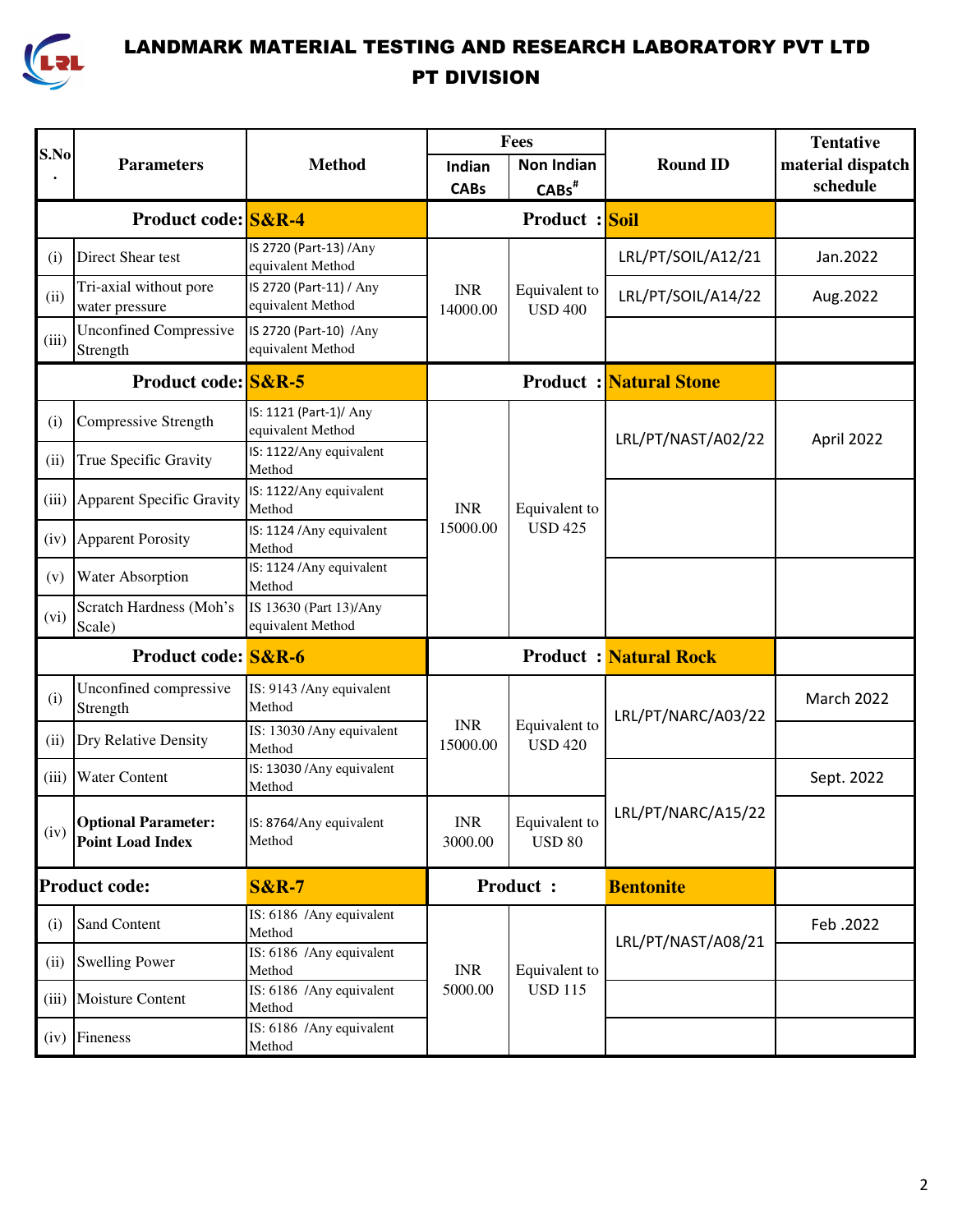# LANDMARK MATERIAL TESTING AND RESEARCH LABORATORY PVT LTD

## PT DIVISION

| S.No. | Parameters | Method | Fees | | Round ID | Tentative material dispatch schedule |
|---|---|---|---|---|---|---|
| | | | Indian CABs | Non Indian CABs# | | |
| | **Product code: S&R-4** | | **Product : Soil** | | | |
| (i) | Direct Shear test | IS 2720 (Part-13) /Any equivalent Method | INR 14000.00 | Equivalent to USD 400 | LRL/PT/SOIL/A12/21 | Jan.2022 |
| (ii) | Tri-axial without pore water pressure | IS 2720 (Part-11) / Any equivalent Method | | | LRL/PT/SOIL/A14/22 | Aug.2022 |
| (iii) | Unconfined Compressive Strength | IS 2720 (Part-10) /Any equivalent Method | | | | |
| | **Product code: S&R-5** | | **Product : Natural Stone** | | | |
| (i) | Compressive Strength | IS: 1121 (Part-1)/ Any equivalent Method | INR 15000.00 | Equivalent to USD 425 | LRL/PT/NAST/A02/22 | April 2022 |
| (ii) | True Specific Gravity | IS: 1122/Any equivalent Method | | | | |
| (iii) | Apparent Specific Gravity | IS: 1122/Any equivalent Method | | | | |
| (iv) | Apparent Porosity | IS: 1124 /Any equivalent Method | | | | |
| (v) | Water Absorption | IS: 1124 /Any equivalent Method | | | | |
| (vi) | Scratch Hardness (Moh's Scale) | IS 13630 (Part 13)/Any equivalent Method | | | | |
| | **Product code: S&R-6** | | **Product : Natural Rock** | | | |
| (i) | Unconfined compressive Strength | IS: 9143 /Any equivalent Method | INR 15000.00 | Equivalent to USD 420 | LRL/PT/NARC/A03/22 | March 2022 |
| (ii) | Dry Relative Density | IS: 13030 /Any equivalent Method | | | | |
| (iii) | Water Content | IS: 13030 /Any equivalent Method | | | LRL/PT/NARC/A15/22 | Sept. 2022 |
| (iv) | **Optional Parameter: Point Load Index** | IS: 8764/Any equivalent Method | INR 3000.00 | Equivalent to USD 80 | | |
| | **Product code: S&R-7** | | **Product : Bentonite** | | | |
| (i) | Sand Content | IS: 6186 /Any equivalent Method | INR 5000.00 | Equivalent to USD 115 | LRL/PT/NAST/A08/21 | Feb .2022 |
| (ii) | Swelling Power | IS: 6186 /Any equivalent Method | | | | |
| (iii) | Moisture Content | IS: 6186 /Any equivalent Method | | | | |
| (iv) | Fineness | IS: 6186 /Any equivalent Method | | | | |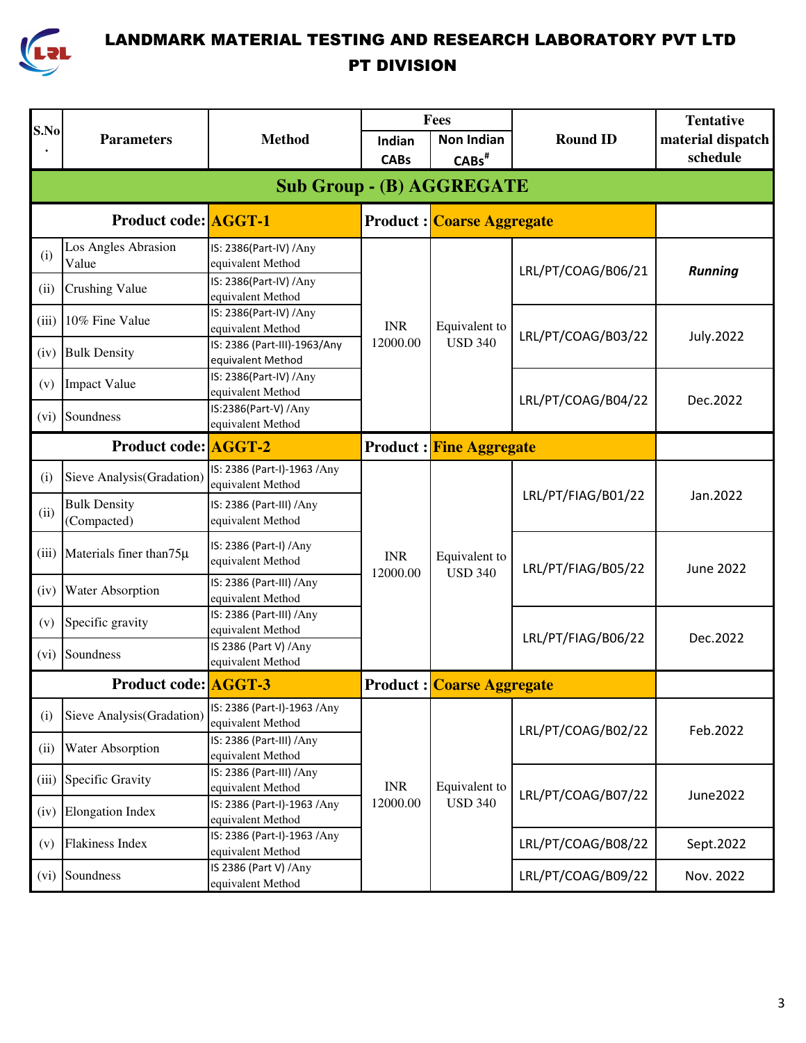# LANDMARK MATERIAL TESTING AND RESEARCH LABORATORY PVT LTD

## PT DIVISION

| S.No. | Parameters | Method | Fees | | Round ID | Tentative material dispatch schedule |
|---|---|---|---|---|---|---|
| | | | Indian CABs | Non Indian CABs# | | |
| **Sub Group - (B) AGGREGATE** | | | | | | |
| **Product code:** | | **AGGT-1** | **Product :** | **Coarse Aggregate** | | |
| (i) | Los Angles Abrasion Value | IS: 2386(Part-IV) /Any equivalent Method | INR 12000.00 | Equivalent to USD 340 | LRL/PT/COAG/B06/21 | ***Running*** |
| (ii) | Crushing Value | IS: 2386(Part-IV) /Any equivalent Method | | | | |
| (iii) | 10% Fine Value | IS: 2386(Part-IV) /Any equivalent Method | | | LRL/PT/COAG/B03/22 | July.2022 |
| (iv) | Bulk Density | IS: 2386 (Part-III)-1963/Any equivalent Method | | | | |
| (v) | Impact Value | IS: 2386(Part-IV) /Any equivalent Method | | | LRL/PT/COAG/B04/22 | Dec.2022 |
| (vi) | Soundness | IS:2386(Part-V) /Any equivalent Method | | | | |
| **Product code:** | | **AGGT-2** | **Product :** | **Fine Aggregate** | | |
| (i) | Sieve Analysis(Gradation) | IS: 2386 (Part-I)-1963 /Any equivalent Method | INR 12000.00 | Equivalent to USD 340 | LRL/PT/FIAG/B01/22 | Jan.2022 |
| (ii) | Bulk Density (Compacted) | IS: 2386 (Part-III) /Any equivalent Method | | | | |
| (iii) | Materials finer than75µ | IS: 2386 (Part-I) /Any equivalent Method | | | LRL/PT/FIAG/B05/22 | June 2022 |
| (iv) | Water Absorption | IS: 2386 (Part-III) /Any equivalent Method | | | | |
| (v) | Specific gravity | IS: 2386 (Part-III) /Any equivalent Method | | | LRL/PT/FIAG/B06/22 | Dec.2022 |
| (vi) | Soundness | IS 2386 (Part V) /Any equivalent Method | | | | |
| **Product code:** | | **AGGT-3** | **Product :** | **Coarse Aggregate** | | |
| (i) | Sieve Analysis(Gradation) | IS: 2386 (Part-I)-1963 /Any equivalent Method | INR 12000.00 | Equivalent to USD 340 | LRL/PT/COAG/B02/22 | Feb.2022 |
| (ii) | Water Absorption | IS: 2386 (Part-III) /Any equivalent Method | | | | |
| (iii) | Specific Gravity | IS: 2386 (Part-III) /Any equivalent Method | | | LRL/PT/COAG/B07/22 | June2022 |
| (iv) | Elongation Index | IS: 2386 (Part-I)-1963 /Any equivalent Method | | | | |
| (v) | Flakiness Index | IS: 2386 (Part-I)-1963 /Any equivalent Method | | | LRL/PT/COAG/B08/22 | Sept.2022 |
| (vi) | Soundness | IS 2386 (Part V) /Any equivalent Method | | | LRL/PT/COAG/B09/22 | Nov. 2022 |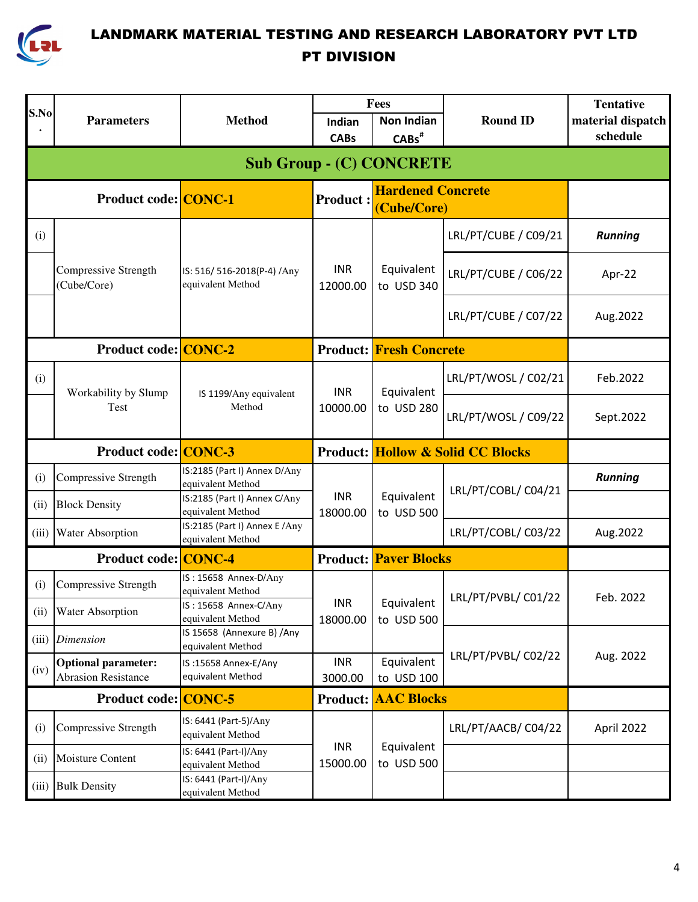# LANDMARK MATERIAL TESTING AND RESEARCH LABORATORY PVT LTD

## PT DIVISION

| S.No. | Parameters | Method | Fees | | Round ID | Tentative material dispatch schedule |
|---|---|---|---|---|---|---|
| | | | Indian CABs | Non Indian CABs# | | |
| **Sub Group - (C) CONCRETE** | | | | | | |
| **Product code:** | | **CONC-1** | **Product :** | **Hardened Concrete (Cube/Core)** | | |
| (i) | Compressive Strength (Cube/Core) | IS: 516/ 516-2018(P-4) /Any equivalent Method | INR 12000.00 | Equivalent to USD 340 | LRL/PT/CUBE / C09/21 | ***Running*** |
| | | | | | LRL/PT/CUBE / C06/22 | Apr-22 |
| | | | | | LRL/PT/CUBE / C07/22 | Aug.2022 |
| **Product code:** | | **CONC-2** | **Product:** | **Fresh Concrete** | | |
| (i) | Workability by Slump Test | IS 1199/Any equivalent Method | INR 10000.00 | Equivalent to USD 280 | LRL/PT/WOSL / C02/21 | Feb.2022 |
| | | | | | LRL/PT/WOSL / C09/22 | Sept.2022 |
| **Product code:** | | **CONC-3** | **Product:** | **Hollow & Solid CC Blocks** | | |
| (i) | Compressive Strength | IS:2185 (Part I) Annex D/Any equivalent Method | INR 18000.00 | Equivalent to USD 500 | LRL/PT/COBL/ C04/21 | ***Running*** |
| (ii) | Block Density | IS:2185 (Part I) Annex C/Any equivalent Method | | | | |
| (iii) | Water Absorption | IS:2185 (Part I) Annex E /Any equivalent Method | | | LRL/PT/COBL/ C03/22 | Aug.2022 |
| **Product code:** | | **CONC-4** | **Product:** | **Paver Blocks** | | |
| (i) | Compressive Strength | IS : 15658 Annex-D/Any equivalent Method | INR 18000.00 | Equivalent to USD 500 | LRL/PT/PVBL/ C01/22 | Feb. 2022 |
| (ii) | Water Absorption | IS : 15658 Annex-C/Any equivalent Method | | | | |
| (iii) | *Dimension* | IS 15658 (Annexure B) /Any equivalent Method | | | LRL/PT/PVBL/ C02/22 | Aug. 2022 |
| (iv) | **Optional parameter:** Abrasion Resistance | IS :15658 Annex-E/Any equivalent Method | INR 3000.00 | Equivalent to USD 100 | | |
| **Product code:** | | **CONC-5** | **Product:** | **AAC Blocks** | | |
| (i) | Compressive Strength | IS: 6441 (Part-5)/Any equivalent Method | INR 15000.00 | Equivalent to USD 500 | LRL/PT/AACB/ C04/22 | April 2022 |
| (ii) | Moisture Content | IS: 6441 (Part-I)/Any equivalent Method | | | | |
| (iii) | Bulk Density | IS: 6441 (Part-I)/Any equivalent Method | | | | |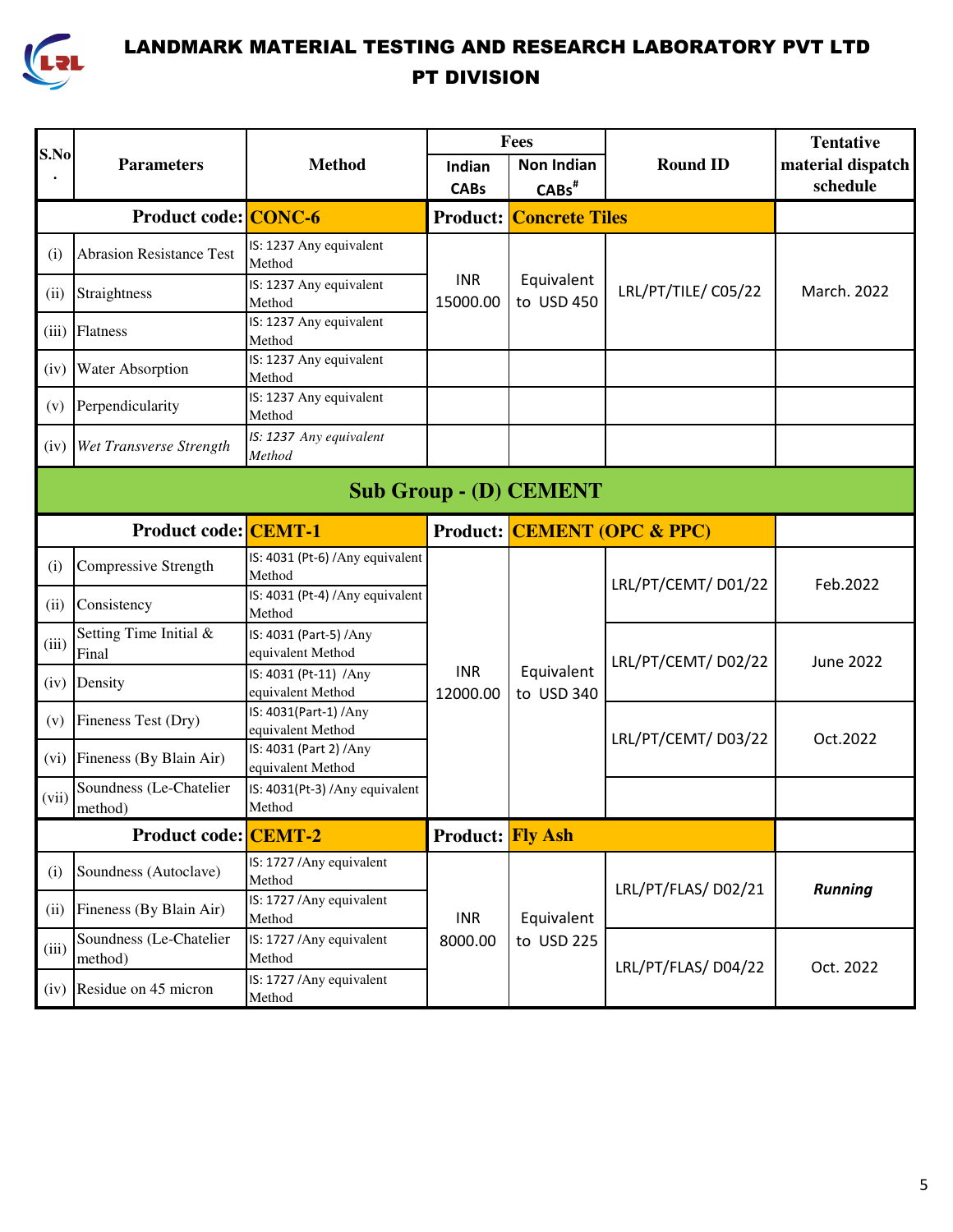# LANDMARK MATERIAL TESTING AND RESEARCH LABORATORY PVT LTD

## PT DIVISION

| S.No. | Parameters | Method | Fees | | Round ID | Tentative material dispatch schedule |
|---|---|---|---|---|---|---|
| | | | Indian CABs | Non Indian CABs# | | |
| | **Product code:** | **CONC-6** | **Product:** | **Concrete Tiles** | | |
| (i) | Abrasion Resistance Test | IS: 1237 Any equivalent Method | INR 15000.00 | Equivalent to USD 450 | LRL/PT/TILE/ C05/22 | March. 2022 |
| (ii) | Straightness | IS: 1237 Any equivalent Method | | | | |
| (iii) | Flatness | IS: 1237 Any equivalent Method | | | | |
| (iv) | Water Absorption | IS: 1237 Any equivalent Method | | | | |
| (v) | Perpendicularity | IS: 1237 Any equivalent Method | | | | |
| (iv) | *Wet Transverse Strength* | *IS: 1237 Any equivalent Method* | | | | |
| | | **Sub Group - (D) CEMENT** | | | | |
| | **Product code:** | **CEMT-1** | **Product:** | **CEMENT (OPC & PPC)** | | |
| (i) | Compressive Strength | IS: 4031 (Pt-6) /Any equivalent Method | INR 12000.00 | Equivalent to USD 340 | LRL/PT/CEMT/ D01/22 | Feb.2022 |
| (ii) | Consistency | IS: 4031 (Pt-4) /Any equivalent Method | | | | |
| (iii) | Setting Time Initial & Final | IS: 4031 (Part-5) /Any equivalent Method | | | LRL/PT/CEMT/ D02/22 | June 2022 |
| (iv) | Density | IS: 4031 (Pt-11) /Any equivalent Method | | | | |
| (v) | Fineness Test (Dry) | IS: 4031(Part-1) /Any equivalent Method | | | LRL/PT/CEMT/ D03/22 | Oct.2022 |
| (vi) | Fineness (By Blain Air) | IS: 4031 (Part 2) /Any equivalent Method | | | | |
| (vii) | Soundness (Le-Chatelier method) | IS: 4031(Pt-3) /Any equivalent Method | | | | |
| | **Product code:** | **CEMT-2** | **Product:** | **Fly Ash** | | |
| (i) | Soundness (Autoclave) | IS: 1727 /Any equivalent Method | INR 8000.00 | Equivalent to USD 225 | LRL/PT/FLAS/ D02/21 | ***Running*** |
| (ii) | Fineness (By Blain Air) | IS: 1727 /Any equivalent Method | | | | |
| (iii) | Soundness (Le-Chatelier method) | IS: 1727 /Any equivalent Method | | | LRL/PT/FLAS/ D04/22 | Oct. 2022 |
| (iv) | Residue on 45 micron | IS: 1727 /Any equivalent Method | | | | |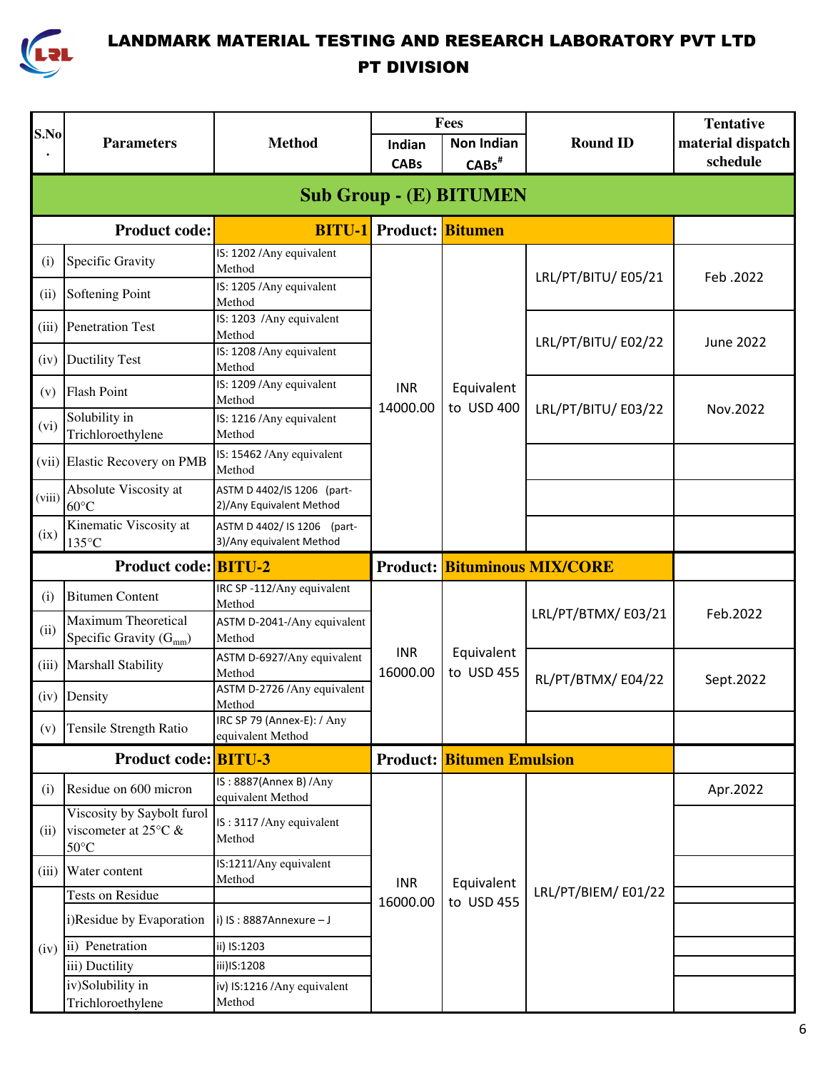# LANDMARK MATERIAL TESTING AND RESEARCH LABORATORY PVT LTD
## PT DIVISION

| S.No. | Parameters | Method | Fees | | Round ID | Tentative material dispatch schedule |
|---|---|---|---|---|---|---|
| | | | Indian CABs | Non Indian CABs# | | |
| **Sub Group - (E) BITUMEN** | | | | | | |
| | **Product code:** | **BITU-1** | **Product:** | **Bitumen** | | |
| (i) | Specific Gravity | IS: 1202 /Any equivalent Method | INR 14000.00 | Equivalent to USD 400 | LRL/PT/BITU/ E05/21 | Feb .2022 |
| (ii) | Softening Point | IS: 1205 /Any equivalent Method | | | | |
| (iii) | Penetration Test | IS: 1203 /Any equivalent Method | | | LRL/PT/BITU/ E02/22 | June 2022 |
| (iv) | Ductility Test | IS: 1208 /Any equivalent Method | | | | |
| (v) | Flash Point | IS: 1209 /Any equivalent Method | | | LRL/PT/BITU/ E03/22 | Nov.2022 |
| (vi) | Solubility in Trichloroethylene | IS: 1216 /Any equivalent Method | | | | |
| (vii) | Elastic Recovery on PMB | IS: 15462 /Any equivalent Method | | | | |
| (viii) | Absolute Viscosity at 60°C | ASTM D 4402/IS 1206 (part-2)/Any Equivalent Method | | | | |
| (ix) | Kinematic Viscosity at 135°C | ASTM D 4402/ IS 1206 (part-3)/Any equivalent Method | | | | |
| | **Product code:** | **BITU-2** | **Product:** | **Bituminous MIX/CORE** | | |
| (i) | Bitumen Content | IRC SP -112/Any equivalent Method | INR 16000.00 | Equivalent to USD 455 | LRL/PT/BTMX/ E03/21 | Feb.2022 |
| (ii) | Maximum Theoretical Specific Gravity ($G_{mm}$) | ASTM D-2041-/Any equivalent Method | | | | |
| (iii) | Marshall Stability | ASTM D-6927/Any equivalent Method | | | RL/PT/BTMX/ E04/22 | Sept.2022 |
| (iv) | Density | ASTM D-2726 /Any equivalent Method | | | | |
| (v) | Tensile Strength Ratio | IRC SP 79 (Annex-E): / Any equivalent Method | | | | |
| | **Product code:** | **BITU-3** | **Product:** | **Bitumen Emulsion** | | |
| (i) | Residue on 600 micron | IS : 8887(Annex B) /Any equivalent Method | INR 16000.00 | Equivalent to USD 455 | LRL/PT/BIEM/ E01/22 | Apr.2022 |
| (ii) | Viscosity by Saybolt furol viscometer at 25°C & 50°C | IS : 3117 /Any equivalent Method | | | | |
| (iii) | Water content | IS:1211/Any equivalent Method | | | | |
| (iv) | Tests on Residue | | | | | |
| | i)Residue by Evaporation | i) IS : 8887Annexure – J | | | | |
| | ii) Penetration | ii) IS:1203 | | | | |
| | iii) Ductility | iii)IS:1208 | | | | |
| | iv)Solubility in Trichloroethylene | iv) IS:1216 /Any equivalent Method | | | | |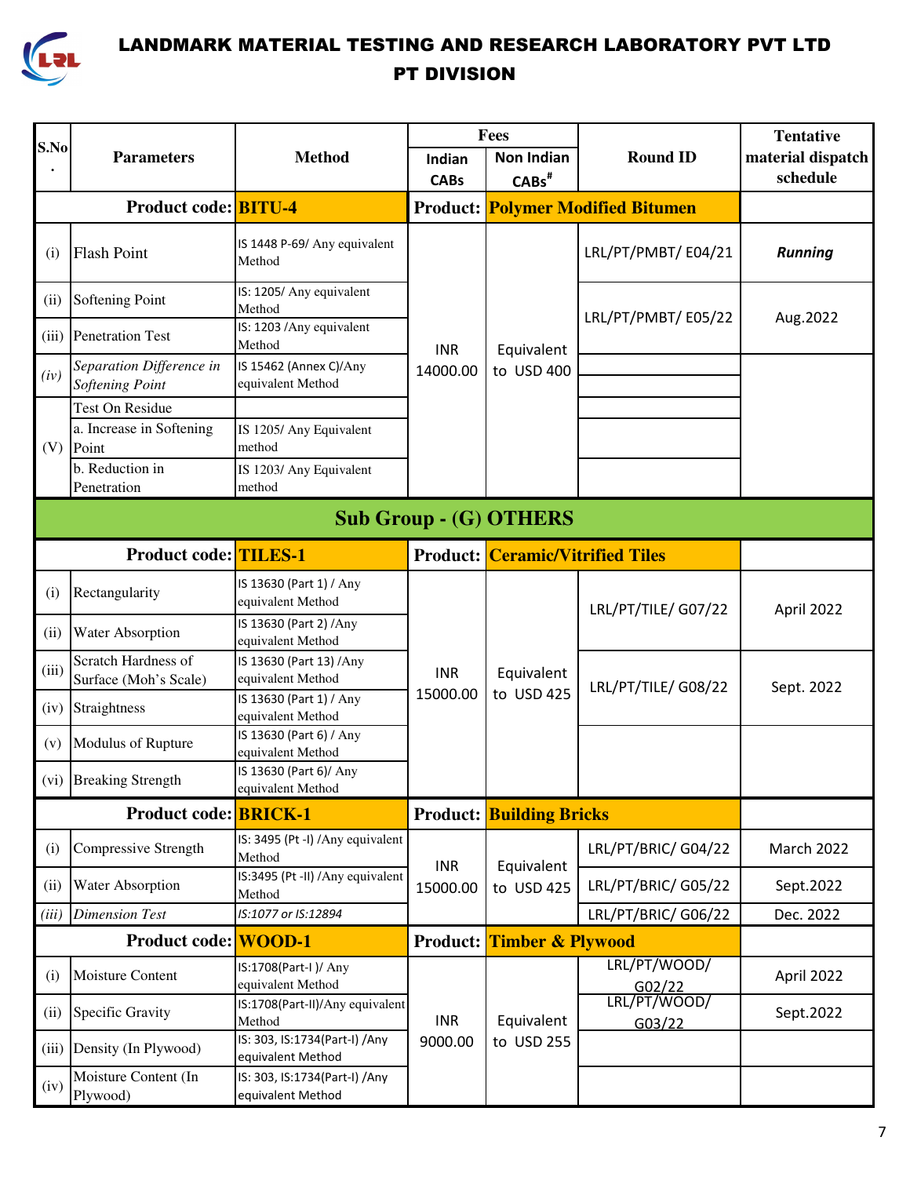# LANDMARK MATERIAL TESTING AND RESEARCH LABORATORY PVT LTD
## PT DIVISION

| S.No. | Parameters | Method | Fees | | Round ID | Tentative material dispatch schedule |
|---|---|---|---|---|---|---|
| | | | Indian CABs | Non Indian CABs# | | |
| | **Product code: BITU-4** | | **Product: Polymer Modified Bitumen** | | | |
| (i) | Flash Point | IS 1448 P-69/ Any equivalent Method | INR 14000.00 | Equivalent to USD 400 | LRL/PT/PMBT/ E04/21 | ***Running*** |
| (ii) | Softening Point | IS: 1205/ Any equivalent Method | | | LRL/PT/PMBT/ E05/22 | Aug.2022 |
| (iii) | Penetration Test | IS: 1203 /Any equivalent Method | | | | |
| *(iv)* | *Separation Difference in Softening Point* | IS 15462 (Annex C)/Any equivalent Method | | | | |
| (V) | Test On Residue | | | | | |
| | a. Increase in Softening Point | IS 1205/ Any Equivalent method | | | | |
| | b. Reduction in Penetration | IS 1203/ Any Equivalent method | | | | |
| | **Sub Group - (G) OTHERS** | | | | | |
| | **Product code: TILES-1** | | **Product: Ceramic/Vitrified Tiles** | | | |
| (i) | Rectangularity | IS 13630 (Part 1) / Any equivalent Method | INR 15000.00 | Equivalent to USD 425 | LRL/PT/TILE/ G07/22 | April 2022 |
| (ii) | Water Absorption | IS 13630 (Part 2) /Any equivalent Method | | | | |
| (iii) | Scratch Hardness of Surface (Moh's Scale) | IS 13630 (Part 13) /Any equivalent Method | | | LRL/PT/TILE/ G08/22 | Sept. 2022 |
| (iv) | Straightness | IS 13630 (Part 1) / Any equivalent Method | | | | |
| (v) | Modulus of Rupture | IS 13630 (Part 6) / Any equivalent Method | | | | |
| (vi) | Breaking Strength | IS 13630 (Part 6)/ Any equivalent Method | | | | |
| | **Product code: BRICK-1** | | **Product: Building Bricks** | | | |
| (i) | Compressive Strength | IS: 3495 (Pt -I) /Any equivalent Method | INR 15000.00 | Equivalent to USD 425 | LRL/PT/BRIC/ G04/22 | March 2022 |
| (ii) | Water Absorption | IS:3495 (Pt -II) /Any equivalent Method | | | LRL/PT/BRIC/ G05/22 | Sept.2022 |
| *(iii)* | *Dimension Test* | *IS:1077 or IS:12894* | | | LRL/PT/BRIC/ G06/22 | Dec. 2022 |
| | **Product code: WOOD-1** | | **Product: Timber & Plywood** | | | |
| (i) | Moisture Content | IS:1708(Part-I )/ Any equivalent Method | INR 9000.00 | Equivalent to USD 255 | LRL/PT/WOOD/ G02/22 | April 2022 |
| (ii) | Specific Gravity | IS:1708(Part-II)/Any equivalent Method | | | LRL/PT/WOOD/ G03/22 | Sept.2022 |
| (iii) | Density (In Plywood) | IS: 303, IS:1734(Part-I) /Any equivalent Method | | | | |
| (iv) | Moisture Content (In Plywood) | IS: 303, IS:1734(Part-I) /Any equivalent Method | | | | |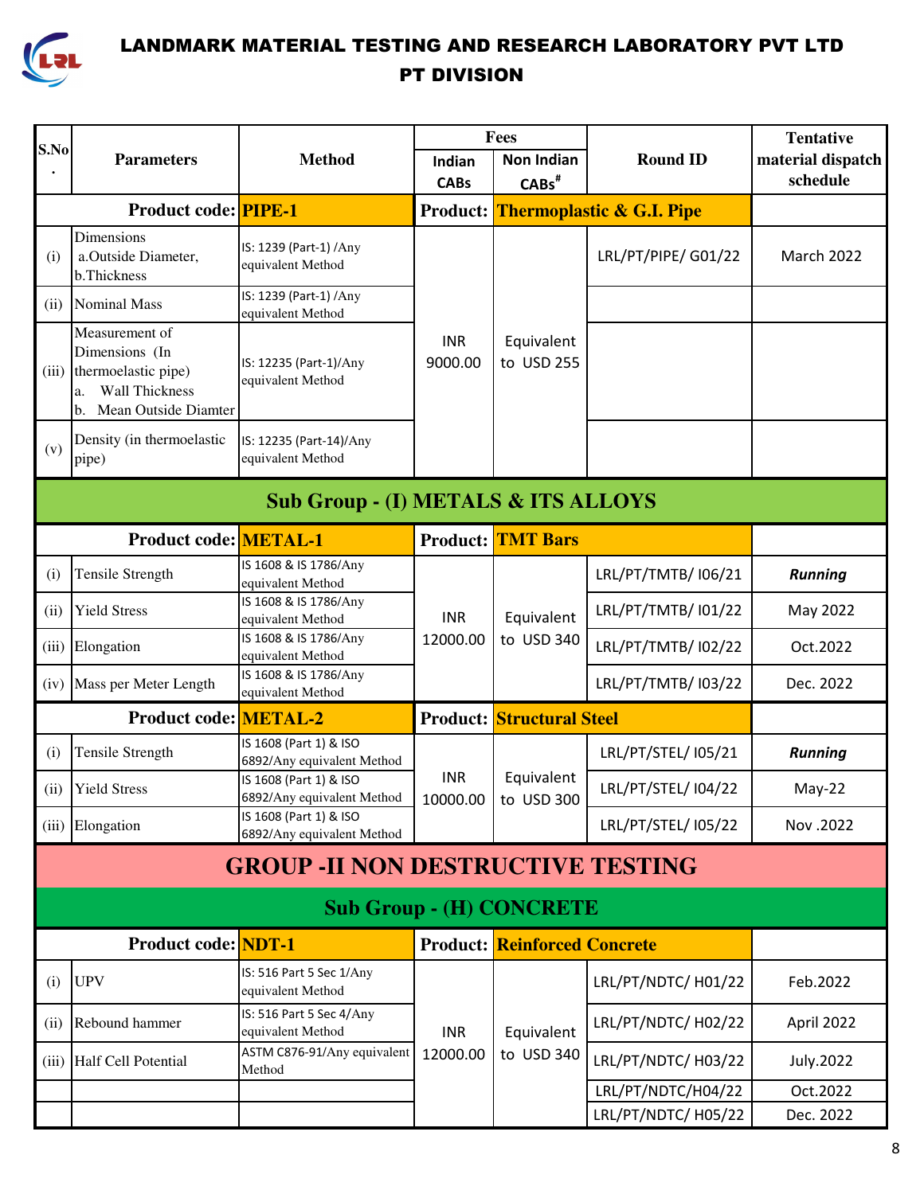# LANDMARK MATERIAL TESTING AND RESEARCH LABORATORY PVT LTD
## PT DIVISION

| S.No. | Parameters | Method | Fees | | Round ID | Tentative material dispatch schedule |
|---|---|---|---|---|---|---|
| | | | Indian CABs | Non Indian CABs# | | |
| **Product code: PIPE-1** | | | **Product: Thermoplastic & G.I. Pipe** | | | |
| (i) | Dimensions a.Outside Diameter, b.Thickness | IS: 1239 (Part-1) /Any equivalent Method | INR 9000.00 | Equivalent to USD 255 | LRL/PT/PIPE/ G01/22 | March 2022 |
| (ii) | Nominal Mass | IS: 1239 (Part-1) /Any equivalent Method | | | | |
| (iii) | Measurement of Dimensions (In thermoelastic pipe) a. Wall Thickness b. Mean Outside Diamter | IS: 12235 (Part-1)/Any equivalent Method | | | | |
| (v) | Density (in thermoelastic pipe) | IS: 12235 (Part-14)/Any equivalent Method | | | | |
| **Sub Group - (I) METALS & ITS ALLOYS** | | | | | | |
| **Product code: METAL-1** | | | **Product: TMT Bars** | | | |
| (i) | Tensile Strength | IS 1608 & IS 1786/Any equivalent Method | INR 12000.00 | Equivalent to USD 340 | LRL/PT/TMTB/ I06/21 | ***Running*** |
| (ii) | Yield Stress | IS 1608 & IS 1786/Any equivalent Method | | | LRL/PT/TMTB/ I01/22 | May 2022 |
| (iii) | Elongation | IS 1608 & IS 1786/Any equivalent Method | | | LRL/PT/TMTB/ I02/22 | Oct.2022 |
| (iv) | Mass per Meter Length | IS 1608 & IS 1786/Any equivalent Method | | | LRL/PT/TMTB/ I03/22 | Dec. 2022 |
| **Product code: METAL-2** | | | **Product: Structural Steel** | | | |
| (i) | Tensile Strength | IS 1608 (Part 1) & ISO 6892/Any equivalent Method | INR 10000.00 | Equivalent to USD 300 | LRL/PT/STEL/ I05/21 | ***Running*** |
| (ii) | Yield Stress | IS 1608 (Part 1) & ISO 6892/Any equivalent Method | | | LRL/PT/STEL/ I04/22 | May-22 |
| (iii) | Elongation | IS 1608 (Part 1) & ISO 6892/Any equivalent Method | | | LRL/PT/STEL/ I05/22 | Nov .2022 |
| **GROUP -II NON DESTRUCTIVE TESTING** | | | | | | |
| **Sub Group - (H) CONCRETE** | | | | | | |
| **Product code: NDT-1** | | | **Product: Reinforced Concrete** | | | |
| (i) | UPV | IS: 516 Part 5 Sec 1/Any equivalent Method | INR 12000.00 | Equivalent to USD 340 | LRL/PT/NDTC/ H01/22 | Feb.2022 |
| (ii) | Rebound hammer | IS: 516 Part 5 Sec 4/Any equivalent Method | | | LRL/PT/NDTC/ H02/22 | April 2022 |
| (iii) | Half Cell Potential | ASTM C876-91/Any equivalent Method | | | LRL/PT/NDTC/ H03/22 | July.2022 |
| | | | | | LRL/PT/NDTC/H04/22 | Oct.2022 |
| | | | | | LRL/PT/NDTC/ H05/22 | Dec. 2022 |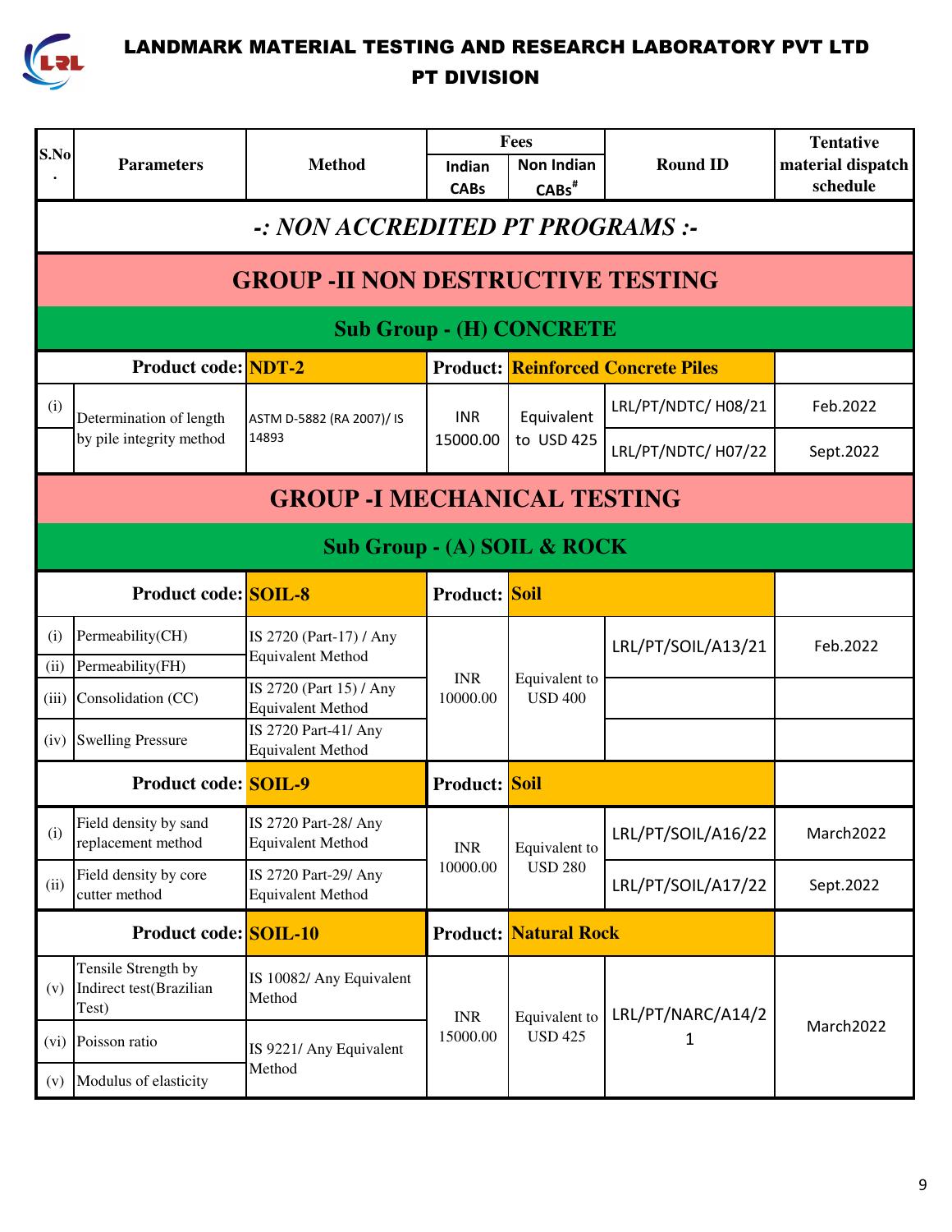# LANDMARK MATERIAL TESTING AND RESEARCH LABORATORY PVT LTD
## PT DIVISION

| S.No. | Parameters | Method | Fees | | Round ID | Tentative material dispatch schedule |
|---|---|---|---|---|---|---|
| | | | Indian CABs | Non Indian CABs# | | |
| **-: NON ACCREDITED PT PROGRAMS :-** | | | | | | |
| **GROUP -II NON DESTRUCTIVE TESTING** | | | | | | |
| **Sub Group - (H) CONCRETE** | | | | | | |
| **Product code: NDT-2** | | | **Product: Reinforced Concrete Piles** | | | |
| (i) | Determination of length by pile integrity method | ASTM D-5882 (RA 2007)/ IS 14893 | INR 15000.00 | Equivalent to USD 425 | LRL/PT/NDTC/ H08/21 | Feb.2022 |
| | | | | | LRL/PT/NDTC/ H07/22 | Sept.2022 |
| **GROUP -I MECHANICAL TESTING** | | | | | | |
| **Sub Group - (A) SOIL & ROCK** | | | | | | |
| **Product code: SOIL-8** | | | **Product: Soil** | | | |
| (i) | Permeability(CH) | IS 2720 (Part-17) / Any Equivalent Method | INR 10000.00 | Equivalent to USD 400 | LRL/PT/SOIL/A13/21 | Feb.2022 |
| (ii) | Permeability(FH) | | | | | |
| (iii) | Consolidation (CC) | IS 2720 (Part 15) / Any Equivalent Method | | | | |
| (iv) | Swelling Pressure | IS 2720 Part-41/ Any Equivalent Method | | | | |
| **Product code: SOIL-9** | | | **Product: Soil** | | | |
| (i) | Field density by sand replacement method | IS 2720 Part-28/ Any Equivalent Method | INR 10000.00 | Equivalent to USD 280 | LRL/PT/SOIL/A16/22 | March2022 |
| (ii) | Field density by core cutter method | IS 2720 Part-29/ Any Equivalent Method | | | LRL/PT/SOIL/A17/22 | Sept.2022 |
| **Product code: SOIL-10** | | | **Product: Natural Rock** | | | |
| (v) | Tensile Strength by Indirect test(Brazilian Test) | IS 10082/ Any Equivalent Method | INR 15000.00 | Equivalent to USD 425 | LRL/PT/NARC/A14/21 | March2022 |
| (vi) | Poisson ratio | IS 9221/ Any Equivalent Method | | | | |
| (v) | Modulus of elasticity | | | | | |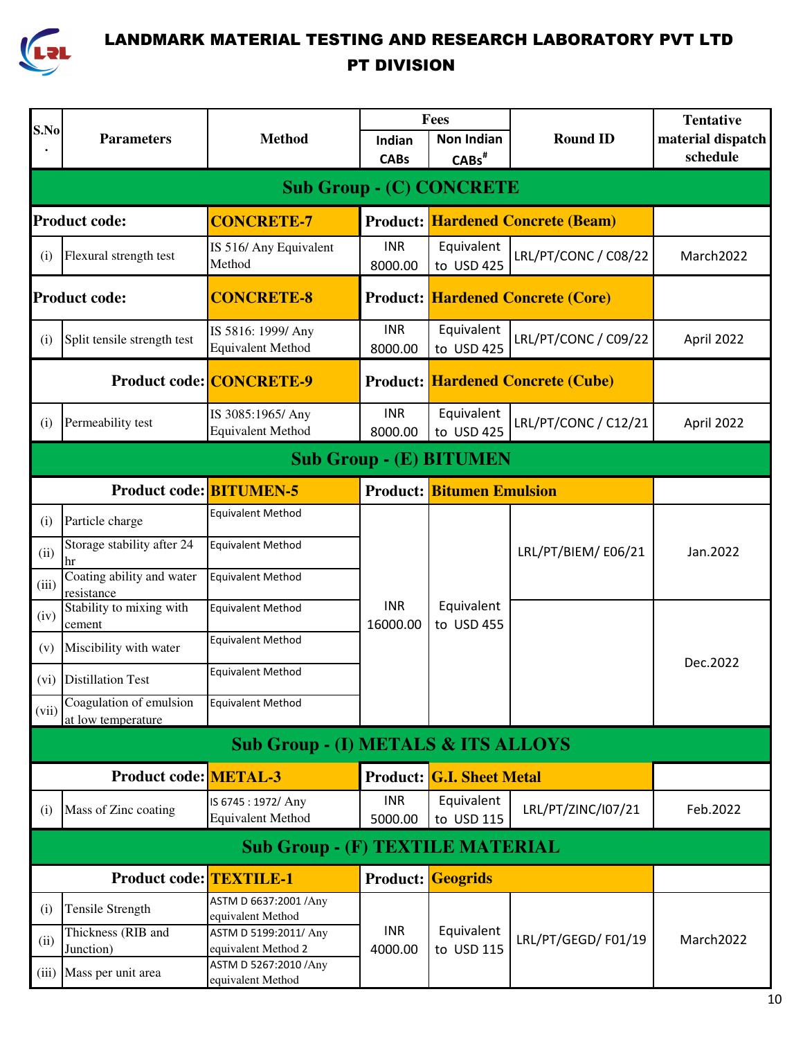# LANDMARK MATERIAL TESTING AND RESEARCH LABORATORY PVT LTD

## PT DIVISION

| S.No. | Parameters | Method | Fees | | Round ID | Tentative material dispatch schedule |
|---|---|---|---|---|---|---|
| | | | Indian CABs | Non Indian CABs# | | |
| **Sub Group - (C) CONCRETE** | | | | | | |
| **Product code:** | | **CONCRETE-7** | **Product:** | **Hardened Concrete (Beam)** | | |
| (i) | Flexural strength test | IS 516/ Any Equivalent Method | INR 8000.00 | Equivalent to USD 425 | LRL/PT/CONC / C08/22 | March2022 |
| **Product code:** | | **CONCRETE-8** | **Product:** | **Hardened Concrete (Core)** | | |
| (i) | Split tensile strength test | IS 5816: 1999/ Any Equivalent Method | INR 8000.00 | Equivalent to USD 425 | LRL/PT/CONC / C09/22 | April 2022 |
| **Product code:** | | **CONCRETE-9** | **Product:** | **Hardened Concrete (Cube)** | | |
| (i) | Permeability test | IS 3085:1965/ Any Equivalent Method | INR 8000.00 | Equivalent to USD 425 | LRL/PT/CONC / C12/21 | April 2022 |
| **Sub Group - (E) BITUMEN** | | | | | | |
| **Product code:** | | **BITUMEN-5** | **Product:** | **Bitumen Emulsion** | | |
| (i) | Particle charge | Equivalent Method | INR 16000.00 | Equivalent to USD 455 | LRL/PT/BIEM/ E06/21 | Jan.2022 |
| (ii) | Storage stability after 24 hr | Equivalent Method | | | | |
| (iii) | Coating ability and water resistance | Equivalent Method | | | | |
| (iv) | Stability to mixing with cement | Equivalent Method | | | | Dec.2022 |
| (v) | Miscibility with water | Equivalent Method | | | | |
| (vi) | Distillation Test | Equivalent Method | | | | |
| (vii) | Coagulation of emulsion at low temperature | Equivalent Method | | | | |
| **Sub Group - (I) METALS & ITS ALLOYS** | | | | | | |
| **Product code:** | | **METAL-3** | **Product:** | **G.I. Sheet Metal** | | |
| (i) | Mass of Zinc coating | IS 6745 : 1972/ Any Equivalent Method | INR 5000.00 | Equivalent to USD 115 | LRL/PT/ZINC/I07/21 | Feb.2022 |
| **Sub Group - (F) TEXTILE MATERIAL** | | | | | | |
| **Product code:** | | **TEXTILE-1** | **Product:** | **Geogrids** | | |
| (i) | Tensile Strength | ASTM D 6637:2001 /Any equivalent Method | INR 4000.00 | Equivalent to USD 115 | LRL/PT/GEGD/ F01/19 | March2022 |
| (ii) | Thickness (RIB and Junction) | ASTM D 5199:2011/ Any equivalent Method 2 | | | | |
| (iii) | Mass per unit area | ASTM D 5267:2010 /Any equivalent Method | | | | |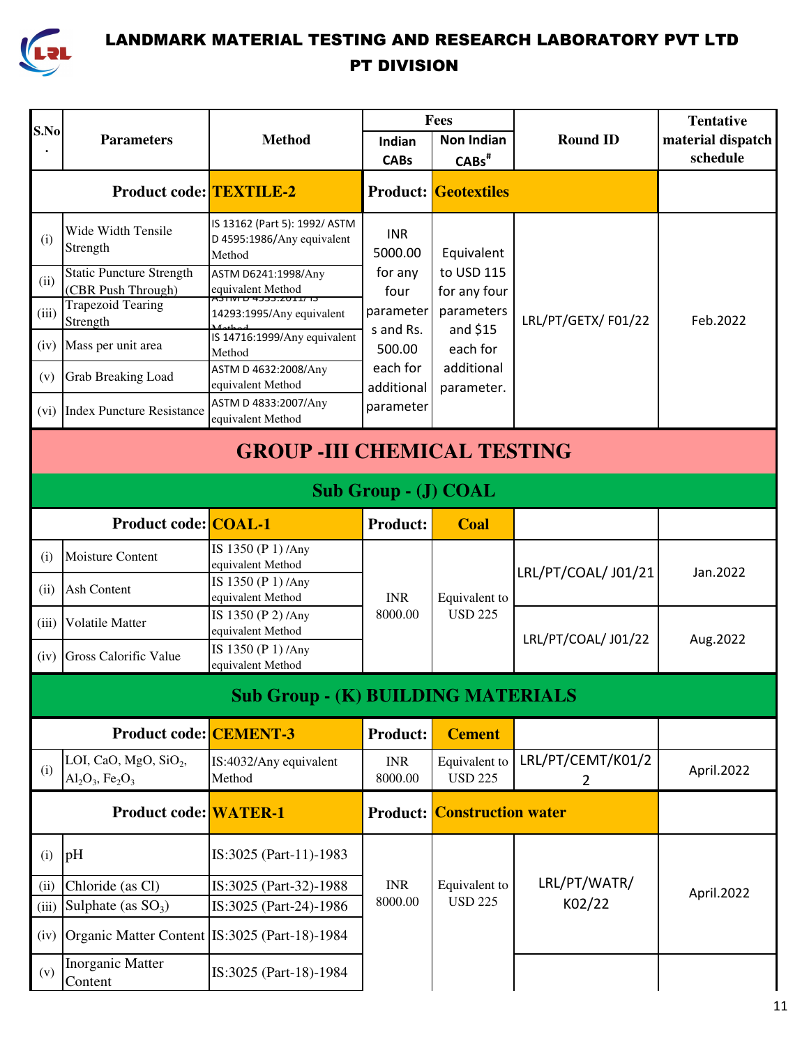# LANDMARK MATERIAL TESTING AND RESEARCH LABORATORY PVT LTD
## PT DIVISION

| S.No. | Parameters | Method | Fees | | Round ID | Tentative material dispatch schedule |
|---|---|---|---|---|---|---|
| | | | Indian CABs | Non Indian CABs# | | |
| | **Product code:** | **TEXTILE-2** | **Product:** | **Geotextiles** | | |
| (i) | Wide Width Tensile Strength | IS 13162 (Part 5): 1992/ ASTM D 4595:1986/Any equivalent Method | INR 5000.00 for any four parameters and Rs. 500.00 each for additional parameter | Equivalent to USD 115 for any four parameters and $15 each for additional parameter. | LRL/PT/GETX/ F01/22 | Feb.2022 |
| (ii) | Static Puncture Strength (CBR Push Through) | ASTM D6241:1998/Any equivalent Method | | | | |
| (iii) | Trapezoid Tearing Strength | ASTM D 4533:2011/ IS 14293:1995/Any equivalent Method | | | | |
| (iv) | Mass per unit area | IS 14716:1999/Any equivalent Method | | | | |
| (v) | Grab Breaking Load | ASTM D 4632:2008/Any equivalent Method | | | | |
| (vi) | Index Puncture Resistance | ASTM D 4833:2007/Any equivalent Method | | | | |
| | **GROUP -III CHEMICAL TESTING** | | | | | |
| | **Sub Group - (J) COAL** | | | | | |
| | **Product code:** | **COAL-1** | **Product:** | **Coal** | | |
| (i) | Moisture Content | IS 1350 (P 1) /Any equivalent Method | INR 8000.00 | Equivalent to USD 225 | LRL/PT/COAL/ J01/21 | Jan.2022 |
| (ii) | Ash Content | IS 1350 (P 1) /Any equivalent Method | | | | |
| (iii) | Volatile Matter | IS 1350 (P 2) /Any equivalent Method | | | LRL/PT/COAL/ J01/22 | Aug.2022 |
| (iv) | Gross Calorific Value | IS 1350 (P 1) /Any equivalent Method | | | | |
| | **Sub Group - (K) BUILDING MATERIALS** | | | | | |
| | **Product code:** | **CEMENT-3** | **Product:** | **Cement** | | |
| (i) | LOI, CaO, MgO, $SiO_2$, $Al_2O_3$, $Fe_2O_3$ | IS:4032/Any equivalent Method | INR 8000.00 | Equivalent to USD 225 | LRL/PT/CEMT/K01/22 | April.2022 |
| | **Product code:** | **WATER-1** | **Product:** | **Construction water** | | |
| (i) | pH | IS:3025 (Part-11)-1983 | INR 8000.00 | Equivalent to USD 225 | LRL/PT/WATR/ K02/22 | April.2022 |
| (ii) | Chloride (as Cl) | IS:3025 (Part-32)-1988 | | | | |
| (iii) | Sulphate (as $SO_3$) | IS:3025 (Part-24)-1986 | | | | |
| (iv) | Organic Matter Content | IS:3025 (Part-18)-1984 | | | | |
| (v) | Inorganic Matter Content | IS:3025 (Part-18)-1984 | | | | |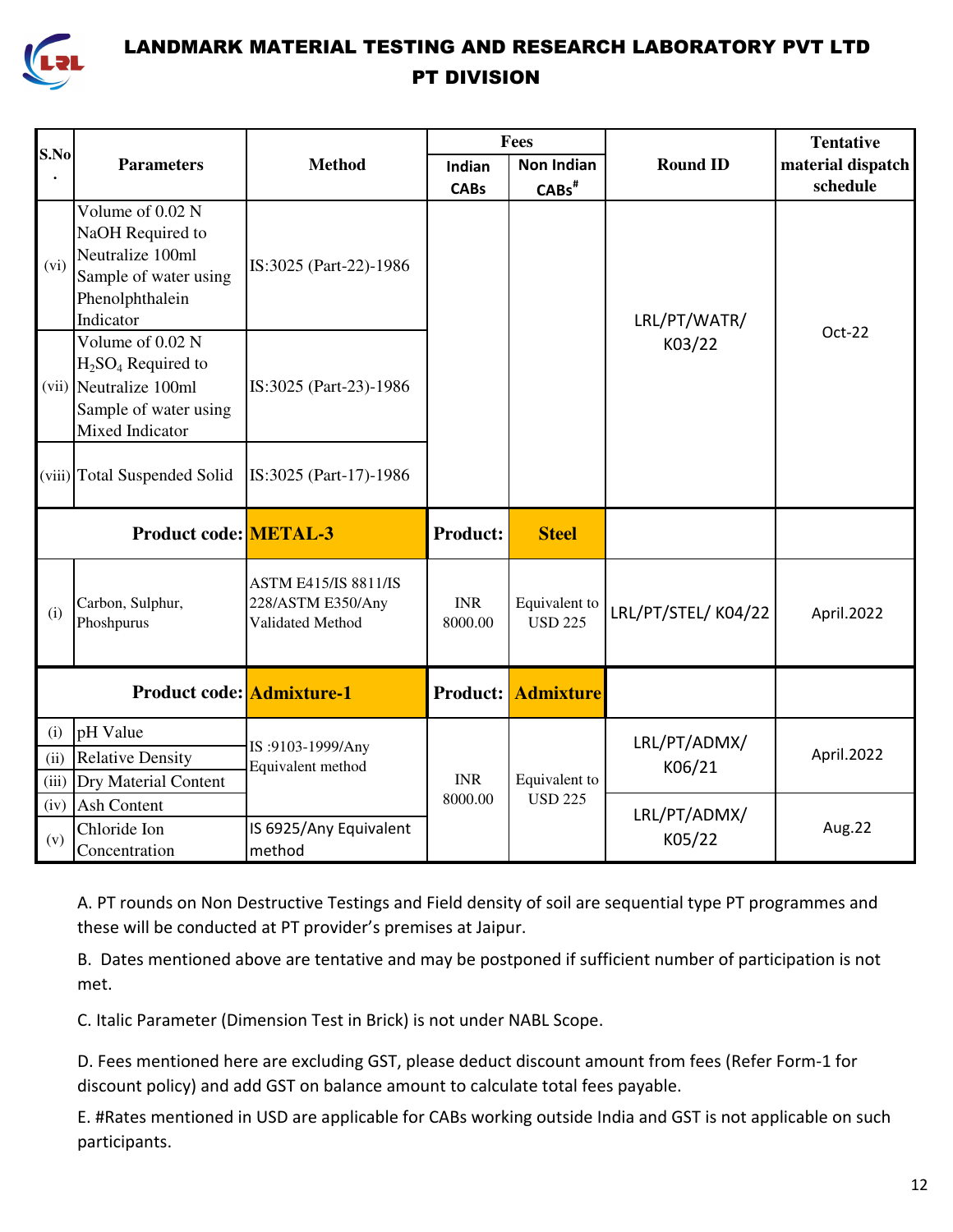# LANDMARK MATERIAL TESTING AND RESEARCH LABORATORY PVT LTD
## PT DIVISION

| S.No. | Parameters | Method | Fees | | Round ID | Tentative material dispatch schedule |
|---|---|---|---|---|---|---|
| | | | Indian CABs | Non Indian CABs# | | |
| (vi) | Volume of 0.02 N NaOH Required to Neutralize 100ml Sample of water using Phenolphthalein Indicator | IS:3025 (Part-22)-1986 | | | LRL/PT/WATR/ K03/22 | Oct-22 |
| (vii) | Volume of 0.02 N $H_2SO_4$ Required to Neutralize 100ml Sample of water using Mixed Indicator | IS:3025 (Part-23)-1986 | | | | |
| (viii) | Total Suspended Solid | IS:3025 (Part-17)-1986 | | | | |
| | **Product code:** | **METAL-3** | **Product:** | **Steel** | | |
| (i) | Carbon, Sulphur, Phoshpurus | ASTM E415/IS 8811/IS 228/ASTM E350/Any Validated Method | INR 8000.00 | Equivalent to USD 225 | LRL/PT/STEL/ K04/22 | April.2022 |
| | **Product code:** | **Admixture-1** | **Product:** | **Admixture** | | |
| (i) | pH Value | IS :9103-1999/Any Equivalent method | INR 8000.00 | Equivalent to USD 225 | LRL/PT/ADMX/ K06/21 | April.2022 |
| (ii) | Relative Density | | | | | |
| (iii) | Dry Material Content | | | | | |
| (iv) | Ash Content | | | | LRL/PT/ADMX/ K05/22 | Aug.22 |
| (v) | Chloride Ion Concentration | IS 6925/Any Equivalent method | | | | |

A. PT rounds on Non Destructive Testings and Field density of soil are sequential type PT programmes and these will be conducted at PT provider's premises at Jaipur.

B. Dates mentioned above are tentative and may be postponed if sufficient number of participation is not met.

C. Italic Parameter (Dimension Test in Brick) is not under NABL Scope.

D. Fees mentioned here are excluding GST, please deduct discount amount from fees (Refer Form-1 for discount policy) and add GST on balance amount to calculate total fees payable.

E. #Rates mentioned in USD are applicable for CABs working outside India and GST is not applicable on such participants.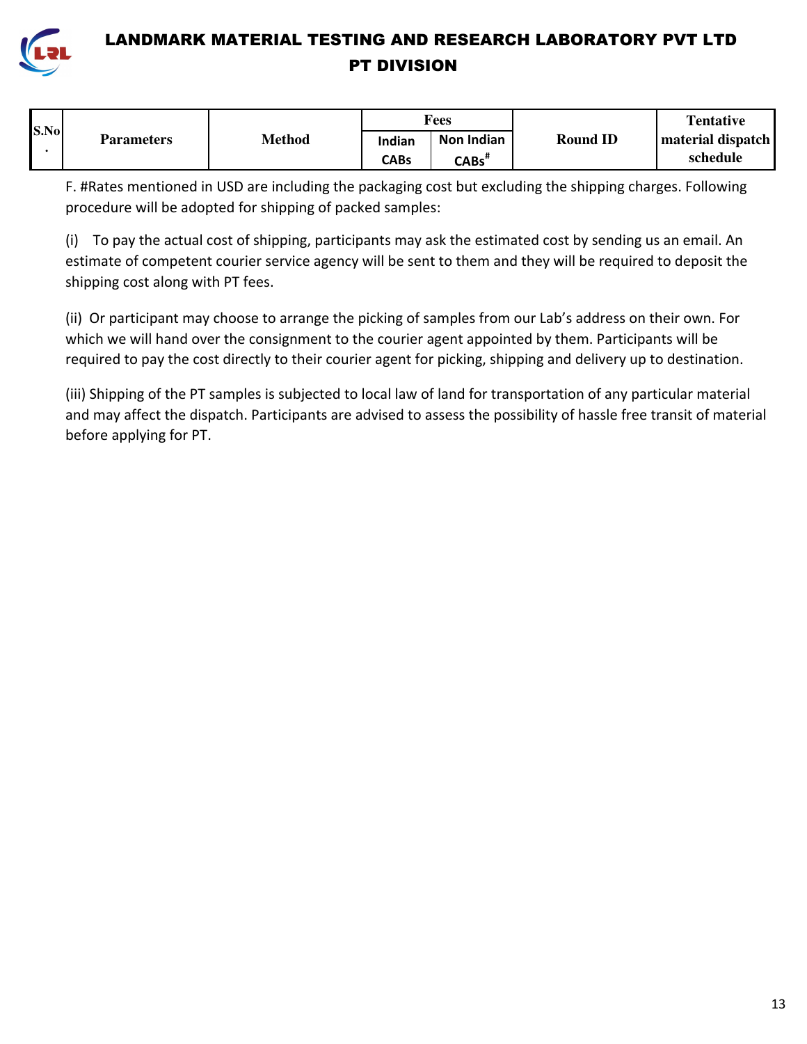| S.No. | Parameters | Method | Fees | | Round ID | Tentative material dispatch schedule |
|---|---|---|---|---|---|---|
| | | | Indian CABs | Non Indian CABs# | | |

F. #Rates mentioned in USD are including the packaging cost but excluding the shipping charges. Following procedure will be adopted for shipping of packed samples:

(i) To pay the actual cost of shipping, participants may ask the estimated cost by sending us an email. An estimate of competent courier service agency will be sent to them and they will be required to deposit the shipping cost along with PT fees.

(ii) Or participant may choose to arrange the picking of samples from our Lab's address on their own. For which we will hand over the consignment to the courier agent appointed by them. Participants will be required to pay the cost directly to their courier agent for picking, shipping and delivery up to destination.

(iii) Shipping of the PT samples is subjected to local law of land for transportation of any particular material and may affect the dispatch. Participants are advised to assess the possibility of hassle free transit of material before applying for PT.